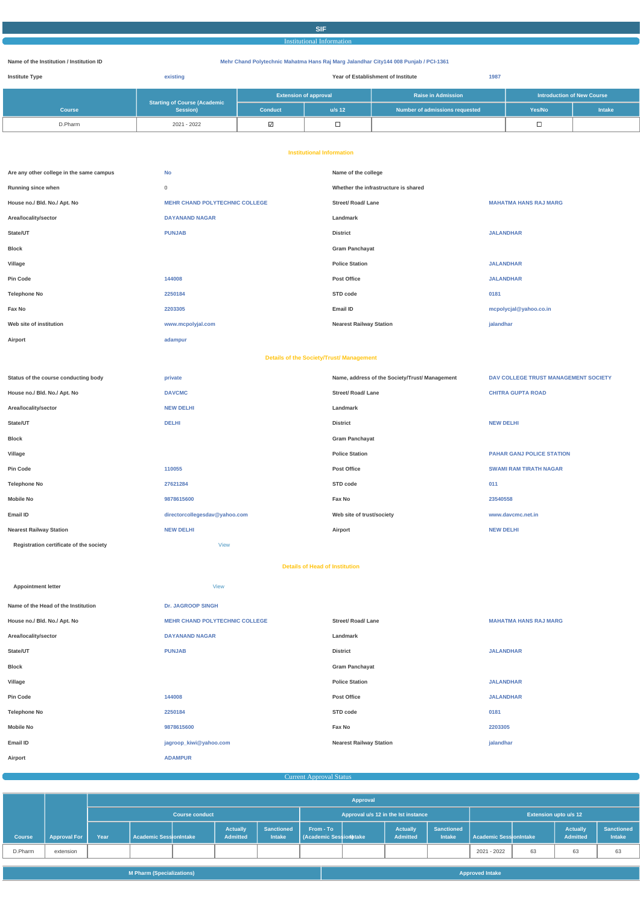# SIF

## Institutional Information

| | | | |
|---|---|---|---|
| **Name of the Institution / Institution ID** | Mehr Chand Polytechnic Mahatma Hans Raj Marg Jalandhar City144 008 Punjab / PCI-1361 | | |
| **Institute Type** | existing | **Year of Establishment of Institute** | 1987 |

| Course | Starting of Course (Academic Session) | Extension of approval | | Raise in Admission | Introduction of New Course | |
|---|---|---|---|---|---|---|
| | | Conduct | u/s 12 | Number of admissions requested | Yes/No | Intake |
| D.Pharm | 2021 - 2022 | ☑ | ☐ | | ☐ | |

### Institutional Information

| | | | |
|---|---|---|---|
| **Are any other college in the same campus** | No | **Name of the college** | |
| **Running since when** | 0 | **Whether the infrastructure is shared** | |
| **House no./ Bld. No./ Apt. No** | MEHR CHAND POLYTECHNIC COLLEGE | **Street/ Road/ Lane** | MAHATMA HANS RAJ MARG |
| **Area/locality/sector** | DAYANAND NAGAR | **Landmark** | |
| **State/UT** | PUNJAB | **District** | JALANDHAR |
| **Block** | | **Gram Panchayat** | |
| **Village** | | **Police Station** | JALANDHAR |
| **Pin Code** | 144008 | **Post Office** | JALANDHAR |
| **Telephone No** | 2250184 | **STD code** | 0181 |
| **Fax No** | 2203305 | **Email ID** | mcpolycjal@yahoo.co.in |
| **Web site of institution** | www.mcpolyjal.com | **Nearest Railway Station** | jalandhar |
| **Airport** | adampur | | |

### Details of the Society/Trust/ Management

| | | | |
|---|---|---|---|
| **Status of the course conducting body** | private | **Name, address of the Society/Trust/ Management** | DAV COLLEGE TRUST MANAGEMENT SOCIETY |
| **House no./ Bld. No./ Apt. No** | DAVCMC | **Street/ Road/ Lane** | CHITRA GUPTA ROAD |
| **Area/locality/sector** | NEW DELHI | **Landmark** | |
| **State/UT** | DELHI | **District** | NEW DELHI |
| **Block** | | **Gram Panchayat** | |
| **Village** | | **Police Station** | PAHAR GANJ POLICE STATION |
| **Pin Code** | 110055 | **Post Office** | SWAMI RAM TIRATH NAGAR |
| **Telephone No** | 27621284 | **STD code** | 011 |
| **Mobile No** | 9878615600 | **Fax No** | 23540558 |
| **Email ID** | directorcollegesdav@yahoo.com | **Web site of trust/society** | www.davcmc.net.in |
| **Nearest Railway Station** | NEW DELHI | **Airport** | NEW DELHI |
| **Registration certificate of the society** | View | | |

### Details of Head of Institution

| | | | |
|---|---|---|---|
| **Appointment letter** | View | | |
| **Name of the Head of the Institution** | Dr. JAGROOP SINGH | | |
| **House no./ Bld. No./ Apt. No** | MEHR CHAND POLYTECHNIC COLLEGE | **Street/ Road/ Lane** | MAHATMA HANS RAJ MARG |
| **Area/locality/sector** | DAYANAND NAGAR | **Landmark** | |
| **State/UT** | PUNJAB | **District** | JALANDHAR |
| **Block** | | **Gram Panchayat** | |
| **Village** | | **Police Station** | JALANDHAR |
| **Pin Code** | 144008 | **Post Office** | JALANDHAR |
| **Telephone No** | 2250184 | **STD code** | 0181 |
| **Mobile No** | 9878615600 | **Fax No** | 2203305 |
| **Email ID** | jagroop_kiwi@yahoo.com | **Nearest Railway Station** | jalandhar |
| **Airport** | ADAMPUR | | |

## Current Approval Status

| Course | Approval For | Approval | | | | | | | | | | | |
|---|---|---|---|---|---|---|---|---|---|---|---|---|---|
| | | Course conduct | | | | Approval u/s 12 in the Ist instance | | | | Extension upto u/s 12 | | | |
| | | Year | Academic Session | Intake | Actually Admitted | Sanctioned Intake | From - To (Academic Session) | Intake | Actually Admitted | Sanctioned Intake | Academic Session | Intake | Actually Admitted | Sanctioned Intake |
| D.Pharm | extension | | | | | | | | | | 2021 - 2022 | 63 | 63 | 63 |

| M Pharm (Specializations) | Approved Intake |
|---|---|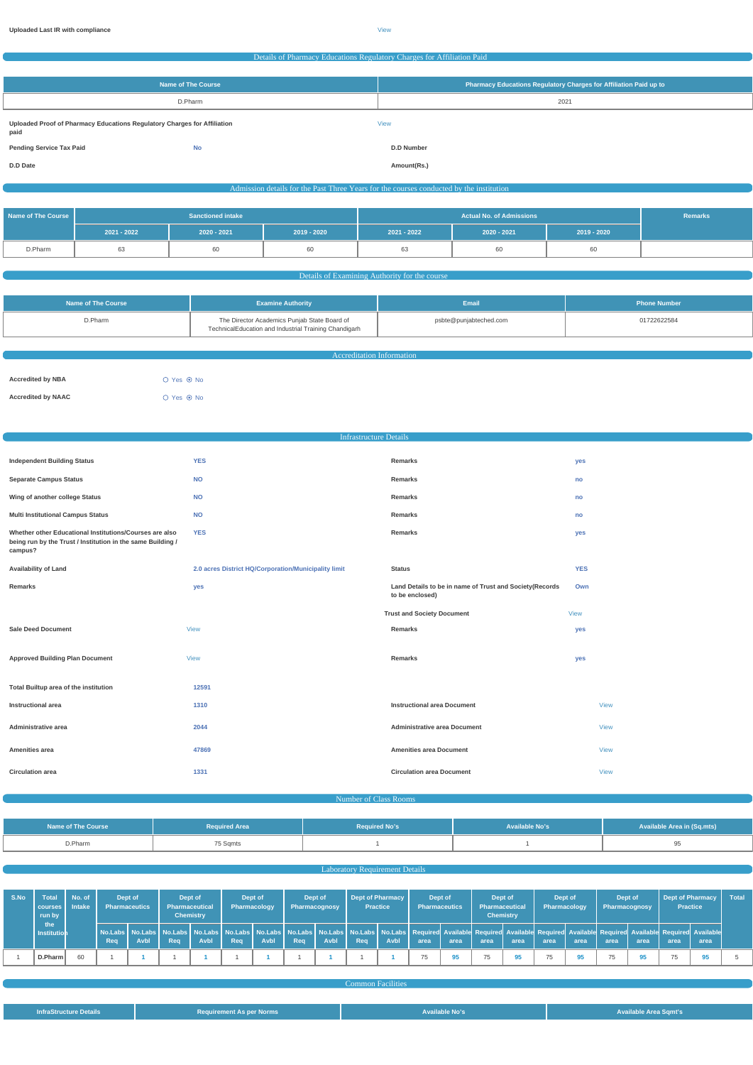| Uploaded Last IR with compliance | View |
|---|---|

## Details of Pharmacy Educations Regulatory Charges for Affiliation Paid

| Name of The Course | Pharmacy Educations Regulatory Charges for Affiliation Paid up to |
|---|---|
| D.Pharm | 2021 |

| Uploaded Proof of Pharmacy Educations Regulatory Charges for Affiliation paid | | View | |
|---|---|---|---|
| Pending Service Tax Paid | No | D.D Number | |
| D.D Date | | Amount(Rs.) | |

## Admission details for the Past Three Years for the courses conducted by the institution

| Name of The Course | Sanctioned intake | | | Actual No. of Admissions | | | Remarks |
|---|---|---|---|---|---|---|---|
| | 2021 - 2022 | 2020 - 2021 | 2019 - 2020 | 2021 - 2022 | 2020 - 2021 | 2019 - 2020 | |
| D.Pharm | 63 | 60 | 60 | 63 | 60 | 60 | |

## Details of Examining Authority for the course

| Name of The Course | Examine Authority | Email | Phone Number |
|---|---|---|---|
| D.Pharm | The Director Academics Punjab State Board of TechnicalEducation and Industrial Training Chandigarh | psbte@punjabteched.com | 01722622584 |

## Accreditation Information

| | |
|---|---|
| Accredited by NBA | ○ Yes ⦿ No |
| Accredited by NAAC | ○ Yes ⦿ No |

## Infrastructure Details

| | | | |
|---|---|---|---|
| Independent Building Status | YES | Remarks | yes |
| Separate Campus Status | NO | Remarks | no |
| Wing of another college Status | NO | Remarks | no |
| Multi Institutional Campus Status | NO | Remarks | no |
| Whether other Educational Institutions/Courses are also being run by the Trust / Institution in the same Building / campus? | YES | Remarks | yes |
| Availability of Land | 2.0 acres District HQ/Corporation/Municipality limit | Status | YES |
| Remarks | yes | Land Details to be in name of Trust and Society(Records to be enclosed) | Own |
| | | Trust and Society Document | View |
| Sale Deed Document | View | Remarks | yes |
| Approved Building Plan Document | View | Remarks | yes |
| Total Builtup area of the institution | 12591 | | |
| Instructional area | 1310 | Instructional area Document | View |
| Administrative area | 2044 | Administrative area Document | View |
| Amenities area | 47869 | Amenities area Document | View |
| Circulation area | 1331 | Circulation area Document | View |

## Number of Class Rooms

| Name of The Course | Required Area | Required No's | Available No's | Available Area in (Sq.mts) |
|---|---|---|---|---|
| D.Pharm | 75 Sqmts | 1 | 1 | 95 |

## Laboratory Requirement Details

| S.No | Total courses run by the Institution | No. of Intake | Dept of Pharmaceutics | | Dept of Pharmaceutical Chemistry | | Dept of Pharmacology | | Dept of Pharmacognosy | | Dept of Pharmacy Practice | | Dept of Pharmaceutics | | Dept of Pharmaceutical Chemistry | | Dept of Pharmacology | | Dept of Pharmacognosy | | Dept of Pharmacy Practice | | Total |
|---|---|---|---|---|---|---|---|---|---|---|---|---|---|---|---|---|---|---|---|---|---|---|---|
| | | | No.Labs Req | No.Labs Avbl | No.Labs Req | No.Labs Avbl | No.Labs Req | No.Labs Avbl | No.Labs Req | No.Labs Avbl | No.Labs Req | No.Labs Avbl | Required area | Available area | Required area | Available area | Required area | Available area | Required area | Available area | Required area | Available area | |
| 1 | D.Pharm | 60 | 1 | 1 | 1 | 1 | 1 | 1 | 1 | 1 | 1 | 1 | 75 | 95 | 75 | 95 | 75 | 95 | 75 | 95 | 75 | 95 | 5 |

## Common Facilities

| InfraStructure Details | Requirement As per Norms | Available No's | Available Area Sqmt's |
|---|---|---|---|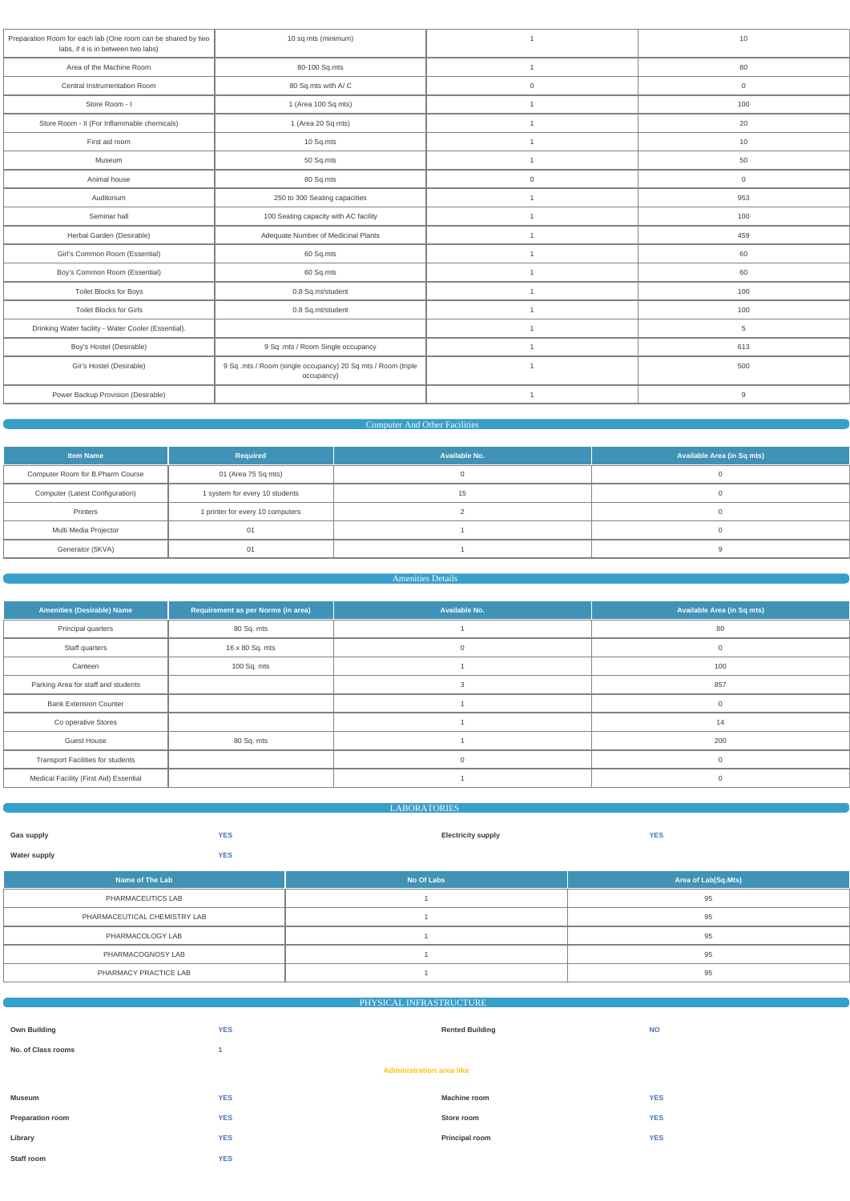| | | | |
|---|---|---|---|
| Preparation Room for each lab (One room can be shared by two labs, if it is in between two labs) | 10 sq mts (minimum) | 1 | 10 |
| Area of the Machine Room | 80-100 Sq.mts | 1 | 80 |
| Central Instrumentation Room | 80 Sq.mts with A/ C | 0 | 0 |
| Store Room - I | 1 (Area 100 Sq mts) | 1 | 100 |
| Store Room - II (For Inflammable chemicals) | 1 (Area 20 Sq mts) | 1 | 20 |
| First aid room | 10 Sq.mts | 1 | 10 |
| Museum | 50 Sq.mts | 1 | 50 |
| Animal house | 80 Sq.mts | 0 | 0 |
| Auditorium | 250 to 300 Seating capacities | 1 | 953 |
| Seminar hall | 100 Seating capacity with AC facility | 1 | 100 |
| Herbal Garden (Desirable) | Adequate Number of Medicinal Plants | 1 | 459 |
| Girl's Common Room (Essential) | 60 Sq.mts | 1 | 60 |
| Boy's Common Room (Essential) | 60 Sq.mts | 1 | 60 |
| Toilet Blocks for Boys | 0.8 Sq.mt/student | 1 | 100 |
| Toilet Blocks for Girls | 0.8 Sq.mt/student | 1 | 100 |
| Drinking Water facility - Water Cooler (Essential). | | 1 | 5 |
| Boy's Hostel (Desirable) | 9 Sq .mts / Room Single occupancy | 1 | 613 |
| Gir's Hostel (Desirable) | 9 Sq .mts / Room (single occupancy) 20 Sq mts / Room (triple occupancy) | 1 | 500 |
| Power Backup Provision (Desirable) | | 1 | 9 |

## Computer And Other Facilities

| Item Name | Required | Available No. | Available Area (in Sq mts) |
|---|---|---|---|
| Computer Room for B.Pharm Course | 01 (Area 75 Sq mts) | 0 | 0 |
| Computer (Latest Configuration) | 1 system for every 10 students | 15 | 0 |
| Printers | 1 printer for every 10 computers | 2 | 0 |
| Multi Media Projector | 01 | 1 | 0 |
| Generator (5KVA) | 01 | 1 | 9 |

## Amenities Details

| Amenities (Desirable) Name | Requirement as per Norms (in area) | Available No. | Available Area (in Sq mts) |
|---|---|---|---|
| Principal quarters | 80 Sq. mts | 1 | 80 |
| Staff quarters | 16 x 80 Sq. mts | 0 | 0 |
| Canteen | 100 Sq. mts | 1 | 100 |
| Parking Area for staff and students | | 3 | 857 |
| Bank Extension Counter | | 1 | 0 |
| Co operative Stores | | 1 | 14 |
| Guest House | 80 Sq. mts | 1 | 200 |
| Transport Facilities for students | | 0 | 0 |
| Medical Facility (First Aid) Essential | | 1 | 0 |

## LABORATORIES

**Gas supply** YES | **Electricity supply** YES

**Water supply** YES

| Name of The Lab | No Of Labs | Area of Lab(Sq.Mts) |
|---|---|---|
| PHARMACEUTICS LAB | 1 | 95 |
| PHARMACEUTICAL CHEMISTRY LAB | 1 | 95 |
| PHARMACOLOGY LAB | 1 | 95 |
| PHARMACOGNOSY LAB | 1 | 95 |
| PHARMACY PRACTICE LAB | 1 | 95 |

## PHYSICAL INFRASTRUCTURE

**Own Building** YES | **Rented Building** NO

**No. of Class rooms** 1

**Administration area like**

**Museum** YES | **Machine room** YES

**Preparation room** YES | **Store room** YES

**Library** YES | **Principal room** YES

**Staff room** YES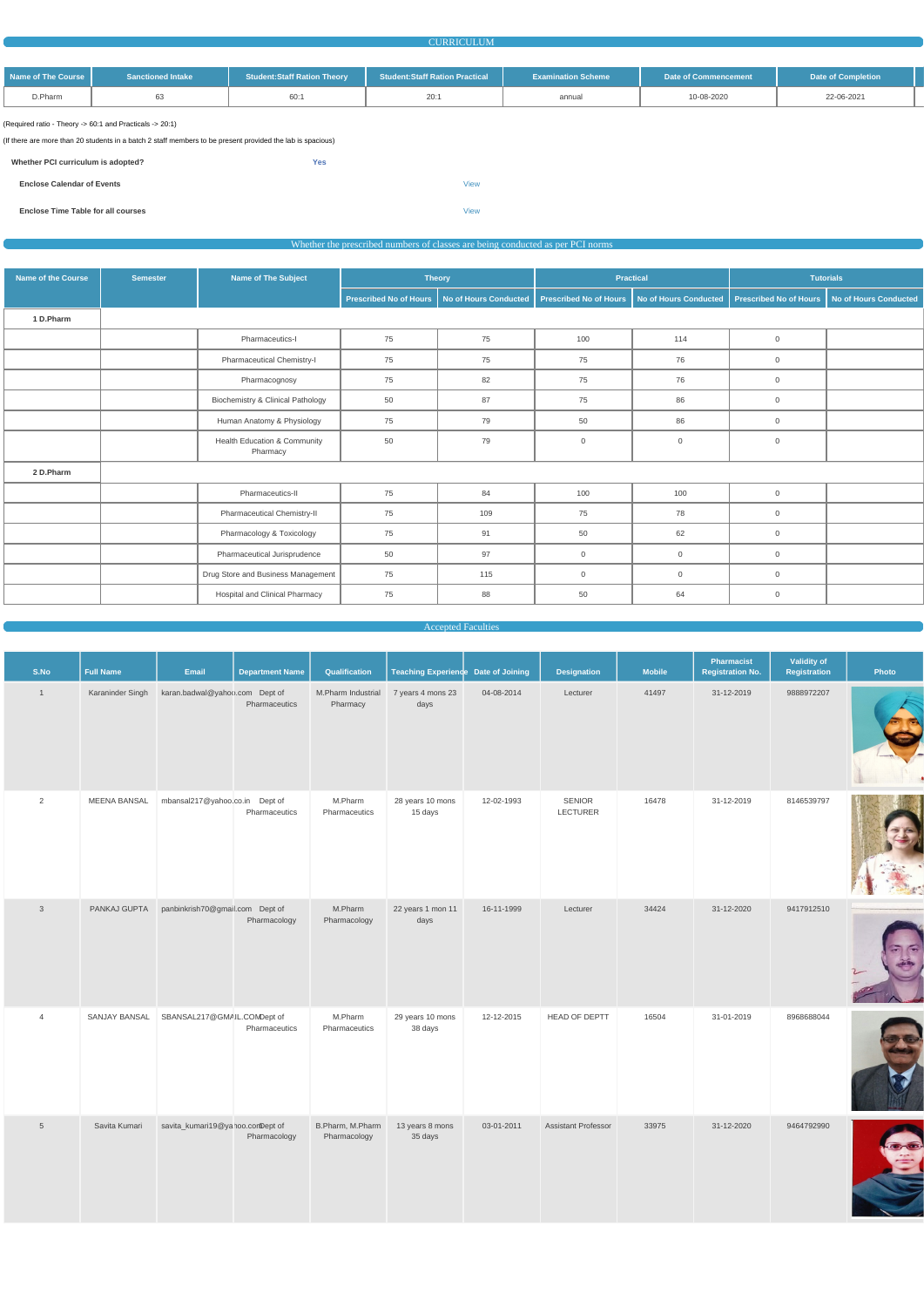## CURRICULUM

| Name of The Course | Sanctioned Intake | Student:Staff Ration Theory | Student:Staff Ration Practical | Examination Scheme | Date of Commencement | Date of Completion |
|---|---|---|---|---|---|---|
| D.Pharm | 63 | 60:1 | 20:1 | annual | 10-08-2020 | 22-06-2021 |

(Required ratio - Theory -> 60:1 and Practicals -> 20:1)

(If there are more than 20 students in a batch 2 staff members to be present provided the lab is spacious)

**Whether PCI curriculum is adopted?** **Yes**

**Enclose Calendar of Events** View

**Enclose Time Table for all courses** View

## Whether the prescribed numbers of classes are being conducted as per PCI norms

| Name of the Course | Semester | Name of The Subject | Theory | | Practical | | Tutorials | |
|---|---|---|---|---|---|---|---|---|
| | | | Prescribed No of Hours | No of Hours Conducted | Prescribed No of Hours | No of Hours Conducted | Prescribed No of Hours | No of Hours Conducted |
| **1 D.Pharm** | | | | | | | | |
| | | Pharmaceutics-I | 75 | 75 | 100 | 114 | 0 | |
| | | Pharmaceutical Chemistry-I | 75 | 75 | 75 | 76 | 0 | |
| | | Pharmacognosy | 75 | 82 | 75 | 76 | 0 | |
| | | Biochemistry & Clinical Pathology | 50 | 87 | 75 | 86 | 0 | |
| | | Human Anatomy & Physiology | 75 | 79 | 50 | 86 | 0 | |
| | | Health Education & Community Pharmacy | 50 | 79 | 0 | 0 | 0 | |
| **2 D.Pharm** | | | | | | | | |
| | | Pharmaceutics-II | 75 | 84 | 100 | 100 | 0 | |
| | | Pharmaceutical Chemistry-II | 75 | 109 | 75 | 78 | 0 | |
| | | Pharmacology & Toxicology | 75 | 91 | 50 | 62 | 0 | |
| | | Pharmaceutical Jurisprudence | 50 | 97 | 0 | 0 | 0 | |
| | | Drug Store and Business Management | 75 | 115 | 0 | 0 | 0 | |
| | | Hospital and Clinical Pharmacy | 75 | 88 | 50 | 64 | 0 | |

## Accepted Faculties

| S.No | Full Name | Email | Department Name | Qualification | Teaching Experience | Date of Joining | Designation | Mobile | Pharmacist Registration No. | Validity of Registration | Photo |
|---|---|---|---|---|---|---|---|---|---|---|---|
| 1 | Karaninder Singh | karan.badwal@yahoo.com | Dept of Pharmaceutics | M.Pharm Industrial Pharmacy | 7 years 4 mons 23 days | 04-08-2014 | Lecturer | 41497 | 31-12-2019 | 9888972207 | |
| 2 | MEENA BANSAL | mbansal217@yahoo.co.in | Dept of Pharmaceutics | M.Pharm Pharmaceutics | 28 years 10 mons 15 days | 12-02-1993 | SENIOR LECTURER | 16478 | 31-12-2019 | 8146539797 | |
| 3 | PANKAJ GUPTA | panbinkrish70@gmail.com | Dept of Pharmacology | M.Pharm Pharmacology | 22 years 1 mon 11 days | 16-11-1999 | Lecturer | 34424 | 31-12-2020 | 9417912510 | |
| 4 | SANJAY BANSAL | SBANSAL217@GMAIL.COM | Dept of Pharmaceutics | M.Pharm Pharmaceutics | 29 years 10 mons 38 days | 12-12-2015 | HEAD OF DEPTT | 16504 | 31-01-2019 | 8968688044 | |
| 5 | Savita Kumari | savita_kumari19@yahoo.com | Dept of Pharmacology | B.Pharm, M.Pharm Pharmacology | 13 years 8 mons 35 days | 03-01-2011 | Assistant Professor | 33975 | 31-12-2020 | 9464792990 | |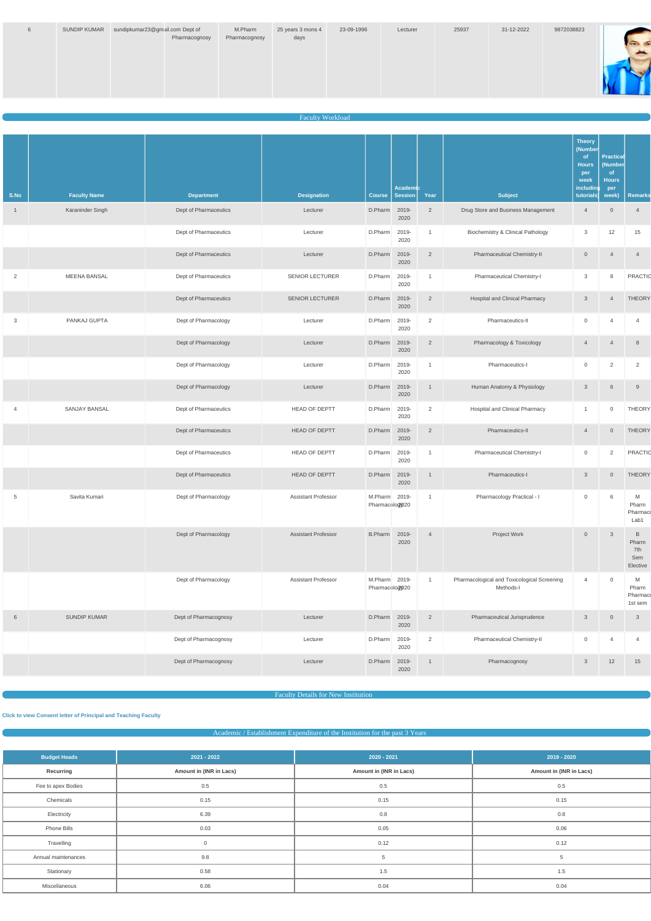| 6 | SUNDIP KUMAR | sundipkumar23@gmail.com | Dept of Pharmacognosy | M.Pharm Pharmacognosy | 25 years 3 mons 4 days | 23-09-1996 | Lecturer | 25937 | 31-12-2022 | 9872038823 | |
|---|---|---|---|---|---|---|---|---|---|---|---|

## Faculty Workload

| S.No | Faculty Name | Department | Designation | Course | Academic Session | Year | Subject | Theory (Number of Hours per week including tutorials) | Practical (Number of Hours per week) | Remarks |
|---|---|---|---|---|---|---|---|---|---|---|
| 1 | Karaninder Singh | Dept of Pharmaceutics | Lecturer | D.Pharm | 2019-2020 | 2 | Drug Store and Business Management | 4 | 0 | 4 |
| | | Dept of Pharmaceutics | Lecturer | D.Pharm | 2019-2020 | 1 | Biochemistry & Clinical Pathology | 3 | 12 | 15 |
| | | Dept of Pharmaceutics | Lecturer | D.Pharm | 2019-2020 | 2 | Pharmaceutical Chemistry-II | 0 | 4 | 4 |
| 2 | MEENA BANSAL | Dept of Pharmaceutics | SENIOR LECTURER | D.Pharm | 2019-2020 | 1 | Pharmaceutical Chemistry-I | 3 | 8 | PRACTIC |
| | | Dept of Pharmaceutics | SENIOR LECTURER | D.Pharm | 2019-2020 | 2 | Hospital and Clinical Pharmacy | 3 | 4 | THEORY |
| 3 | PANKAJ GUPTA | Dept of Pharmacology | Lecturer | D.Pharm | 2019-2020 | 2 | Pharmaceutics-II | 0 | 4 | 4 |
| | | Dept of Pharmacology | Lecturer | D.Pharm | 2019-2020 | 2 | Pharmacology & Toxicology | 4 | 4 | 8 |
| | | Dept of Pharmacology | Lecturer | D.Pharm | 2019-2020 | 1 | Pharmaceutics-I | 0 | 2 | 2 |
| | | Dept of Pharmacology | Lecturer | D.Pharm | 2019-2020 | 1 | Human Anatomy & Physiology | 3 | 6 | 9 |
| 4 | SANJAY BANSAL | Dept of Pharmaceutics | HEAD OF DEPTT | D.Pharm | 2019-2020 | 2 | Hospital and Clinical Pharmacy | 1 | 0 | THEORY |
| | | Dept of Pharmaceutics | HEAD OF DEPTT | D.Pharm | 2019-2020 | 2 | Pharmaceutics-II | 4 | 0 | THEORY |
| | | Dept of Pharmaceutics | HEAD OF DEPTT | D.Pharm | 2019-2020 | 1 | Pharmaceutical Chemistry-I | 0 | 2 | PRACTIC |
| | | Dept of Pharmaceutics | HEAD OF DEPTT | D.Pharm | 2019-2020 | 1 | Pharmaceutics-I | 3 | 0 | THEORY |
| 5 | Savita Kumari | Dept of Pharmacology | Assistant Professor | M.Pharm Pharmacology | 2019-2020 | 1 | Pharmacology Practical - I | 0 | 6 | M Pharm Pharmaco Lab1 |
| | | Dept of Pharmacology | Assistant Professor | B.Pharm | 2019-2020 | 4 | Project Work | 0 | 3 | B Pharm 7th Sem Elective |
| | | Dept of Pharmacology | Assistant Professor | M.Pharm Pharmacology | 2019-2020 | 1 | Pharmacological and Toxicological Screening Methods-I | 4 | 0 | M Pharm Pharmaco 1st sem |
| 6 | SUNDIP KUMAR | Dept of Pharmacognosy | Lecturer | D.Pharm | 2019-2020 | 2 | Pharmaceutical Jurisprudence | 3 | 0 | 3 |
| | | Dept of Pharmacognosy | Lecturer | D.Pharm | 2019-2020 | 2 | Pharmaceutical Chemistry-II | 0 | 4 | 4 |
| | | Dept of Pharmacognosy | Lecturer | D.Pharm | 2019-2020 | 1 | Pharmacognosy | 3 | 12 | 15 |

## Faculty Details for New Institution

**Click to view Consent letter of Principal and Teaching Faculty**

## Academic / Establishment Expenditure of the Institution for the past 3 Years

| Budget Heads | 2021 - 2022 | 2020 - 2021 | 2019 - 2020 |
|---|---|---|---|
| **Recurring** | **Amount in (INR in Lacs)** | **Amount in (INR in Lacs)** | **Amount in (INR in Lacs)** |
| Fee to apex Bodies | 0.5 | 0.5 | 0.5 |
| Chemicals | 0.15 | 0.15 | 0.15 |
| Electricity | 6.39 | 0.8 | 0.8 |
| Phone Bills | 0.03 | 0.05 | 0.06 |
| Travelling | 0 | 0.12 | 0.12 |
| Annual maintenances | 9.8 | 5 | 5 |
| Stationary | 0.58 | 1.5 | 1.5 |
| Miscellaneous | 6.06 | 0.04 | 0.04 |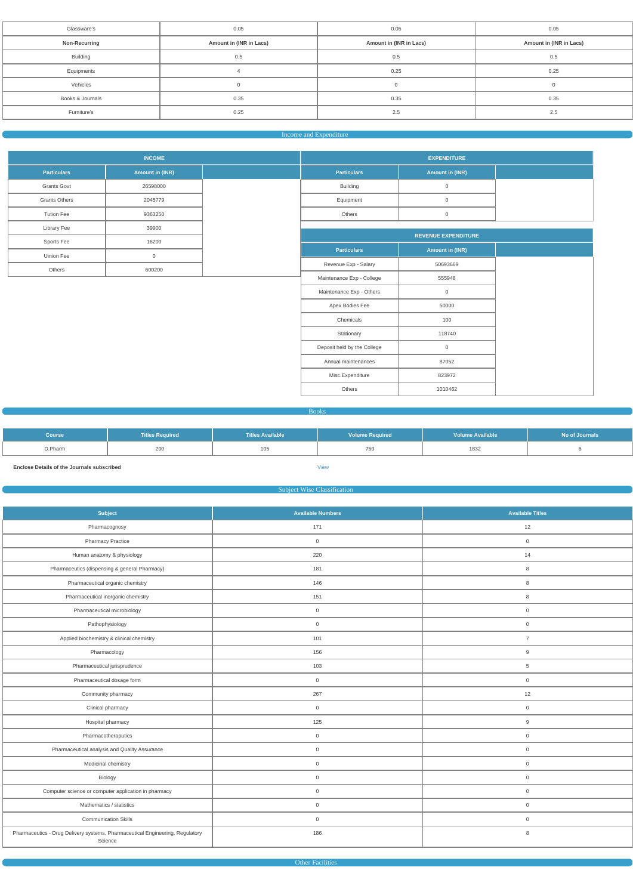| Glassware's | 0.05 | 0.05 | 0.05 |
|---|---|---|---|
| **Non-Recurring** | **Amount in (INR in Lacs)** | **Amount in (INR in Lacs)** | **Amount in (INR in Lacs)** |
| Building | 0.5 | 0.5 | 0.5 |
| Equipments | 4 | 0.25 | 0.25 |
| Vehicles | 0 | 0 | 0 |
| Books & Journals | 0.35 | 0.35 | 0.35 |
| Furniture's | 0.25 | 2.5 | 2.5 |

## Income and Expenditure

**INCOME**

| Particulars | Amount in (INR) | |
|---|---|---|
| Grants Govt | 26598000 | |
| Grants Others | 2045779 | |
| Tution Fee | 9363250 | |
| Library Fee | 39900 | |
| Sports Fee | 16200 | |
| Uinion Fee | 0 | |
| Others | 600200 | |

**EXPENDITURE**

| Particulars | Amount in (INR) | |
|---|---|---|
| Building | 0 | |
| Equipment | 0 | |
| Others | 0 | |

**REVENUE EXPENDITURE**

| Particulars | Amount in (INR) | |
|---|---|---|
| Revenue Exp - Salary | 50693669 | |
| Maintenance Exp - College | 555948 | |
| Maintenance Exp - Others | 0 | |
| Apex Bodies Fee | 50000 | |
| Chemicals | 100 | |
| Stationary | 118740 | |
| Deposit held by the College | 0 | |
| Annual maintenances | 87052 | |
| Misc.Expenditure | 823972 | |
| Others | 1010462 | |

## Books

| Course | Titles Required | Titles Available | Volume Required | Volume Available | No of Journals |
|---|---|---|---|---|---|
| D.Pharm | 200 | 105 | 750 | 1832 | 6 |

**Enclose Details of the Journals subscribed** View

## Subject Wise Classification

| Subject | Available Numbers | Available Titles |
|---|---|---|
| Pharmacognosy | 171 | 12 |
| Pharmacy Practice | 0 | 0 |
| Human anatomy & physiology | 220 | 14 |
| Pharmaceutics (dispensing & general Pharmacy) | 181 | 8 |
| Pharmaceutical organic chemistry | 146 | 8 |
| Pharmaceutical inorganic chemistry | 151 | 8 |
| Pharmaceutical microbiology | 0 | 0 |
| Pathophysiology | 0 | 0 |
| Applied biochemistry & clinical chemistry | 101 | 7 |
| Pharmacology | 156 | 9 |
| Pharmaceutical jurisprudence | 103 | 5 |
| Pharmaceutical dosage form | 0 | 0 |
| Community pharmacy | 267 | 12 |
| Clinical pharmacy | 0 | 0 |
| Hospital pharmacy | 125 | 9 |
| Pharmacotheraputics | 0 | 0 |
| Pharmaceutical analysis and Quality Assurance | 0 | 0 |
| Medicinal chemistry | 0 | 0 |
| Biology | 0 | 0 |
| Computer science or computer application in pharmacy | 0 | 0 |
| Mathematics / statistics | 0 | 0 |
| Communication Skills | 0 | 0 |
| Pharmaceutics - Drug Delivery systems, Pharmaceutical Engineering, Regulatory Science | 186 | 8 |

## Other Facilities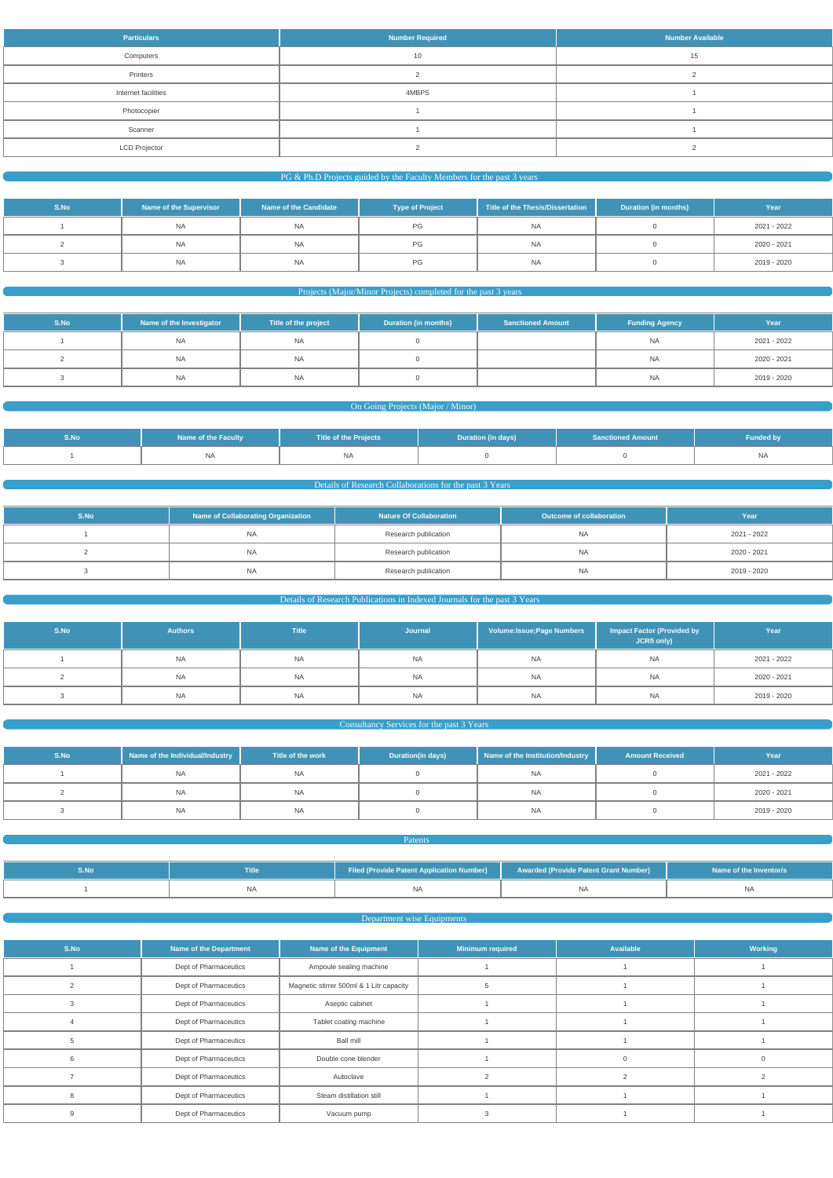| Particulars | Number Required | Number Available |
| --- | --- | --- |
| Computers | 10 | 15 |
| Printers | 2 | 2 |
| Internet facilities | 4MBPS | 1 |
| Photocopier | 1 | 1 |
| Scanner | 1 | 1 |
| LCD Projector | 2 | 2 |

## PG & Ph.D Projects guided by the Faculty Members for the past 3 years

| S.No | Name of the Supervisor | Name of the Candidate | Type of Project | Title of the Thesis/Dissertation | Duration (in months) | Year |
| --- | --- | --- | --- | --- | --- | --- |
| 1 | NA | NA | PG | NA | 0 | 2021 - 2022 |
| 2 | NA | NA | PG | NA | 0 | 2020 - 2021 |
| 3 | NA | NA | PG | NA | 0 | 2019 - 2020 |

## Projects (Major/Minor Projects) completed for the past 3 years

| S.No | Name of the Investigator | Title of the project | Duration (in months) | Sanctioned Amount | Funding Agency | Year |
| --- | --- | --- | --- | --- | --- | --- |
| 1 | NA | NA | 0 | | NA | 2021 - 2022 |
| 2 | NA | NA | 0 | | NA | 2020 - 2021 |
| 3 | NA | NA | 0 | | NA | 2019 - 2020 |

## On Going Projects (Major / Minor)

| S.No | Name of the Faculty | Title of the Projects | Duration (in days) | Sanctioned Amount | Funded by |
| --- | --- | --- | --- | --- | --- |
| 1 | NA | NA | 0 | 0 | NA |

## Details of Research Collaborations for the past 3 Years

| S.No | Name of Collaborating Organization | Nature Of Collaboration | Outcome of collaboration | Year |
| --- | --- | --- | --- | --- |
| 1 | NA | Research publication | NA | 2021 - 2022 |
| 2 | NA | Research publication | NA | 2020 - 2021 |
| 3 | NA | Research publication | NA | 2019 - 2020 |

## Details of Research Publications in Indexed Journals for the past 3 Years

| S.No | Authors | Title | Journal | Volume:Issue;Page Numbers | Impact Factor (Provided by JCRfi only) | Year |
| --- | --- | --- | --- | --- | --- | --- |
| 1 | NA | NA | NA | NA | NA | 2021 - 2022 |
| 2 | NA | NA | NA | NA | NA | 2020 - 2021 |
| 3 | NA | NA | NA | NA | NA | 2019 - 2020 |

## Consultancy Services for the past 3 Years

| S.No | Name of the Individual/Industry | Title of the work | Duration(in days) | Name of the Institution/Industry | Amount Received | Year |
| --- | --- | --- | --- | --- | --- | --- |
| 1 | NA | NA | 0 | NA | 0 | 2021 - 2022 |
| 2 | NA | NA | 0 | NA | 0 | 2020 - 2021 |
| 3 | NA | NA | 0 | NA | 0 | 2019 - 2020 |

## Patents

| S.No | Title | Filed (Provide Patent Application Number) | Awarded (Provide Patent Grant Number) | Name of the Inventor/s |
| --- | --- | --- | --- | --- |
| 1 | NA | NA | NA | NA |

## Department wise Equipments

| S.No | Name of the Department | Name of the Equipment | Minimum required | Available | Working |
| --- | --- | --- | --- | --- | --- |
| 1 | Dept of Pharmaceutics | Ampoule sealing machine | 1 | 1 | 1 |
| 2 | Dept of Pharmaceutics | Magnetic stirrer 500ml & 1 Litr capacity | 5 | 1 | 1 |
| 3 | Dept of Pharmaceutics | Aseptic cabinet | 1 | 1 | 1 |
| 4 | Dept of Pharmaceutics | Tablet coating machine | 1 | 1 | 1 |
| 5 | Dept of Pharmaceutics | Ball mill | 1 | 1 | 1 |
| 6 | Dept of Pharmaceutics | Double cone blender | 1 | 0 | 0 |
| 7 | Dept of Pharmaceutics | Autoclave | 2 | 2 | 2 |
| 8 | Dept of Pharmaceutics | Steam distillation still | 1 | 1 | 1 |
| 9 | Dept of Pharmaceutics | Vacuum pump | 3 | 1 | 1 |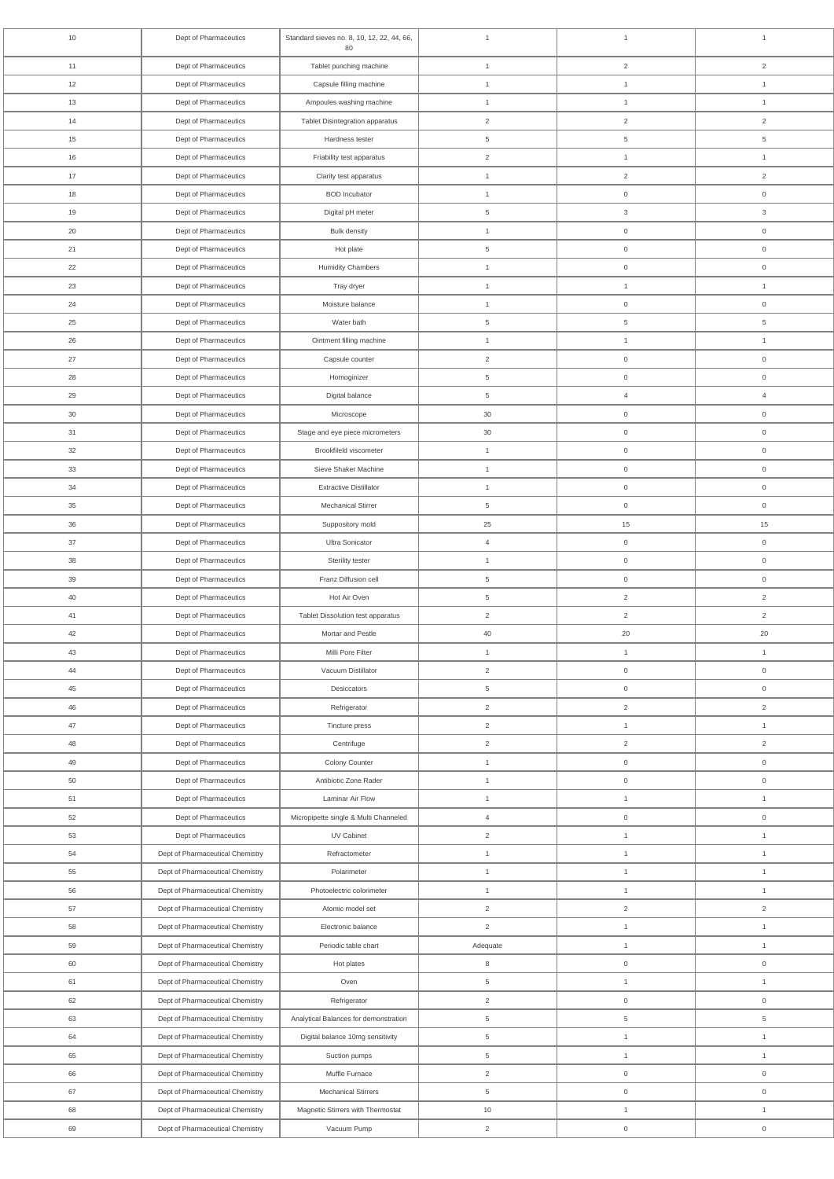| 10 | Dept of Pharmaceutics | Standard sieves no. 8, 10, 12, 22, 44, 66, 80 | 1 | 1 | 1 |
|---|---|---|---|---|---|
| 11 | Dept of Pharmaceutics | Tablet punching machine | 1 | 2 | 2 |
| 12 | Dept of Pharmaceutics | Capsule filling machine | 1 | 1 | 1 |
| 13 | Dept of Pharmaceutics | Ampoules washing machine | 1 | 1 | 1 |
| 14 | Dept of Pharmaceutics | Tablet Disintegration apparatus | 2 | 2 | 2 |
| 15 | Dept of Pharmaceutics | Hardness tester | 5 | 5 | 5 |
| 16 | Dept of Pharmaceutics | Friability test apparatus | 2 | 1 | 1 |
| 17 | Dept of Pharmaceutics | Clarity test apparatus | 1 | 2 | 2 |
| 18 | Dept of Pharmaceutics | BOD Incubator | 1 | 0 | 0 |
| 19 | Dept of Pharmaceutics | Digital pH meter | 5 | 3 | 3 |
| 20 | Dept of Pharmaceutics | Bulk density | 1 | 0 | 0 |
| 21 | Dept of Pharmaceutics | Hot plate | 5 | 0 | 0 |
| 22 | Dept of Pharmaceutics | Humidity Chambers | 1 | 0 | 0 |
| 23 | Dept of Pharmaceutics | Tray dryer | 1 | 1 | 1 |
| 24 | Dept of Pharmaceutics | Moisture balance | 1 | 0 | 0 |
| 25 | Dept of Pharmaceutics | Water bath | 5 | 5 | 5 |
| 26 | Dept of Pharmaceutics | Ointment filling machine | 1 | 1 | 1 |
| 27 | Dept of Pharmaceutics | Capsule counter | 2 | 0 | 0 |
| 28 | Dept of Pharmaceutics | Homoginizer | 5 | 0 | 0 |
| 29 | Dept of Pharmaceutics | Digital balance | 5 | 4 | 4 |
| 30 | Dept of Pharmaceutics | Microscope | 30 | 0 | 0 |
| 31 | Dept of Pharmaceutics | Stage and eye piece micrometers | 30 | 0 | 0 |
| 32 | Dept of Pharmaceutics | Brookfileld viscometer | 1 | 0 | 0 |
| 33 | Dept of Pharmaceutics | Sieve Shaker Machine | 1 | 0 | 0 |
| 34 | Dept of Pharmaceutics | Extractive Distillator | 1 | 0 | 0 |
| 35 | Dept of Pharmaceutics | Mechanical Stirrer | 5 | 0 | 0 |
| 36 | Dept of Pharmaceutics | Suppository mold | 25 | 15 | 15 |
| 37 | Dept of Pharmaceutics | Ultra Sonicator | 4 | 0 | 0 |
| 38 | Dept of Pharmaceutics | Sterility tester | 1 | 0 | 0 |
| 39 | Dept of Pharmaceutics | Franz Diffusion cell | 5 | 0 | 0 |
| 40 | Dept of Pharmaceutics | Hot Air Oven | 5 | 2 | 2 |
| 41 | Dept of Pharmaceutics | Tablet Dissolution test apparatus | 2 | 2 | 2 |
| 42 | Dept of Pharmaceutics | Mortar and Pestle | 40 | 20 | 20 |
| 43 | Dept of Pharmaceutics | Milli Pore Filter | 1 | 1 | 1 |
| 44 | Dept of Pharmaceutics | Vacuum Distillator | 2 | 0 | 0 |
| 45 | Dept of Pharmaceutics | Desiccators | 5 | 0 | 0 |
| 46 | Dept of Pharmaceutics | Refrigerator | 2 | 2 | 2 |
| 47 | Dept of Pharmaceutics | Tincture press | 2 | 1 | 1 |
| 48 | Dept of Pharmaceutics | Centrifuge | 2 | 2 | 2 |
| 49 | Dept of Pharmaceutics | Colony Counter | 1 | 0 | 0 |
| 50 | Dept of Pharmaceutics | Antibiotic Zone Rader | 1 | 0 | 0 |
| 51 | Dept of Pharmaceutics | Laminar Air Flow | 1 | 1 | 1 |
| 52 | Dept of Pharmaceutics | Micropipette single & Multi Channeled | 4 | 0 | 0 |
| 53 | Dept of Pharmaceutics | UV Cabinet | 2 | 1 | 1 |
| 54 | Dept of Pharmaceutical Chemistry | Refractometer | 1 | 1 | 1 |
| 55 | Dept of Pharmaceutical Chemistry | Polarimeter | 1 | 1 | 1 |
| 56 | Dept of Pharmaceutical Chemistry | Photoelectric colorimeter | 1 | 1 | 1 |
| 57 | Dept of Pharmaceutical Chemistry | Atomic model set | 2 | 2 | 2 |
| 58 | Dept of Pharmaceutical Chemistry | Electronic balance | 2 | 1 | 1 |
| 59 | Dept of Pharmaceutical Chemistry | Periodic table chart | Adequate | 1 | 1 |
| 60 | Dept of Pharmaceutical Chemistry | Hot plates | 8 | 0 | 0 |
| 61 | Dept of Pharmaceutical Chemistry | Oven | 5 | 1 | 1 |
| 62 | Dept of Pharmaceutical Chemistry | Refrigerator | 2 | 0 | 0 |
| 63 | Dept of Pharmaceutical Chemistry | Analytical Balances for demonstration | 5 | 5 | 5 |
| 64 | Dept of Pharmaceutical Chemistry | Digital balance 10mg sensitivity | 5 | 1 | 1 |
| 65 | Dept of Pharmaceutical Chemistry | Suction pumps | 5 | 1 | 1 |
| 66 | Dept of Pharmaceutical Chemistry | Muffle Furnace | 2 | 0 | 0 |
| 67 | Dept of Pharmaceutical Chemistry | Mechanical Stirrers | 5 | 0 | 0 |
| 68 | Dept of Pharmaceutical Chemistry | Magnetic Stirrers with Thermostat | 10 | 1 | 1 |
| 69 | Dept of Pharmaceutical Chemistry | Vacuum Pump | 2 | 0 | 0 |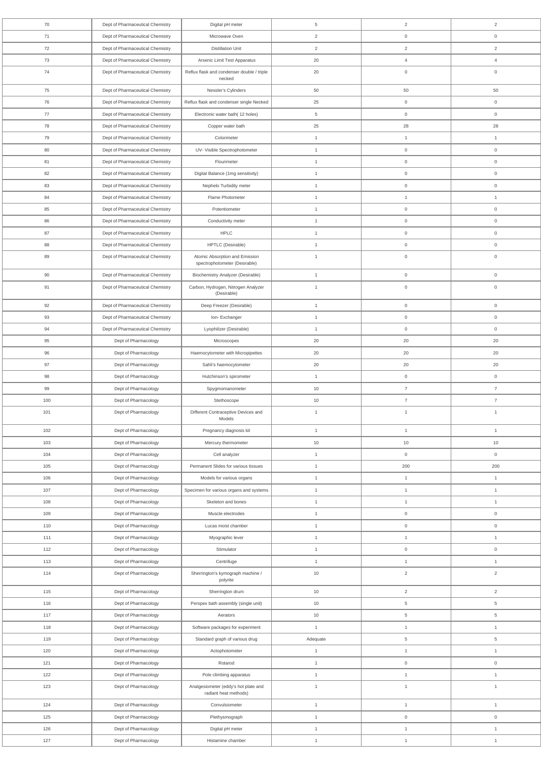| | | | | | |
|---|---|---|---|---|---|
| 70 | Dept of Pharmaceutical Chemistry | Digital pH meter | 5 | 2 | 2 |
| 71 | Dept of Pharmaceutical Chemistry | Microwave Oven | 2 | 0 | 0 |
| 72 | Dept of Pharmaceutical Chemistry | Distillation Unit | 2 | 2 | 2 |
| 73 | Dept of Pharmaceutical Chemistry | Arsenic Limit Test Apparatus | 20 | 4 | 4 |
| 74 | Dept of Pharmaceutical Chemistry | Reflux flask and condenser double / triple necked | 20 | 0 | 0 |
| 75 | Dept of Pharmaceutical Chemistry | Nessler's Cylinders | 50 | 50 | 50 |
| 76 | Dept of Pharmaceutical Chemistry | Reflux flask and condenser single Necked | 25 | 0 | 0 |
| 77 | Dept of Pharmaceutical Chemistry | Electronic water bath( 12 holes) | 5 | 0 | 0 |
| 78 | Dept of Pharmaceutical Chemistry | Copper water bath | 25 | 28 | 28 |
| 79 | Dept of Pharmaceutical Chemistry | Colorimeter | 1 | 1 | 1 |
| 80 | Dept of Pharmaceutical Chemistry | UV- Visible Spectrophotometer | 1 | 0 | 0 |
| 81 | Dept of Pharmaceutical Chemistry | Flourimeter | 1 | 0 | 0 |
| 82 | Dept of Pharmaceutical Chemistry | Digital Balance (1mg sensitivity) | 1 | 0 | 0 |
| 83 | Dept of Pharmaceutical Chemistry | Nephelo Turbidity meter | 1 | 0 | 0 |
| 84 | Dept of Pharmaceutical Chemistry | Flame Photometer | 1 | 1 | 1 |
| 85 | Dept of Pharmaceutical Chemistry | Potentiometer | 1 | 0 | 0 |
| 86 | Dept of Pharmaceutical Chemistry | Conductivity meter | 1 | 0 | 0 |
| 87 | Dept of Pharmaceutical Chemistry | HPLC | 1 | 0 | 0 |
| 88 | Dept of Pharmaceutical Chemistry | HPTLC (Desirable) | 1 | 0 | 0 |
| 89 | Dept of Pharmaceutical Chemistry | Atomic Absorption and Emission spectrophotometer (Desirable) | 1 | 0 | 0 |
| 90 | Dept of Pharmaceutical Chemistry | Biochemistry Analyzer (Desirable) | 1 | 0 | 0 |
| 91 | Dept of Pharmaceutical Chemistry | Carbon, Hydrogen, Nitrogen Analyzer (Desirable) | 1 | 0 | 0 |
| 92 | Dept of Pharmaceutical Chemistry | Deep Freezer (Desirable) | 1 | 0 | 0 |
| 93 | Dept of Pharmaceutical Chemistry | Ion- Exchanger | 1 | 0 | 0 |
| 94 | Dept of Pharmaceutical Chemistry | Lyophilizer (Desirable) | 1 | 0 | 0 |
| 95 | Dept of Pharmacology | Microscopes | 20 | 20 | 20 |
| 96 | Dept of Pharmacology | Haemocytometer with Micropipettes | 20 | 20 | 20 |
| 97 | Dept of Pharmacology | Sahli's haemocytometer | 20 | 20 | 20 |
| 98 | Dept of Pharmacology | Hutchinson's spirometer | 1 | 0 | 0 |
| 99 | Dept of Pharmacology | Spygmomanometer | 10 | 7 | 7 |
| 100 | Dept of Pharmacology | Stethoscope | 10 | 7 | 7 |
| 101 | Dept of Pharmacology | Different Contraceptive Devices and Models | 1 | 1 | 1 |
| 102 | Dept of Pharmacology | Pregnancy diagnosis kit | 1 | 1 | 1 |
| 103 | Dept of Pharmacology | Mercury thermometer | 10 | 10 | 10 |
| 104 | Dept of Pharmacology | Cell analyzer | 1 | 0 | 0 |
| 105 | Dept of Pharmacology | Permanent Slides for various tissues | 1 | 200 | 200 |
| 106 | Dept of Pharmacology | Models for various organs | 1 | 1 | 1 |
| 107 | Dept of Pharmacology | Specimen for various organs and systems | 1 | 1 | 1 |
| 108 | Dept of Pharmacology | Skeleton and bones | 1 | 1 | 1 |
| 109 | Dept of Pharmacology | Muscle electrodes | 1 | 0 | 0 |
| 110 | Dept of Pharmacology | Lucas moist chamber | 1 | 0 | 0 |
| 111 | Dept of Pharmacology | Myographic lever | 1 | 1 | 1 |
| 112 | Dept of Pharmacology | Stimulator | 1 | 0 | 0 |
| 113 | Dept of Pharmacology | Centrifuge | 1 | 1 | 1 |
| 114 | Dept of Pharmacology | Sherrington's kymograph machine / polyrite | 10 | 2 | 2 |
| 115 | Dept of Pharmacology | Sherrington drum | 10 | 2 | 2 |
| 116 | Dept of Pharmacology | Perspex bath assembly (single unit) | 10 | 5 | 5 |
| 117 | Dept of Pharmacology | Aerators | 10 | 5 | 5 |
| 118 | Dept of Pharmacology | Software packages for experiment | 1 | 1 | 1 |
| 119 | Dept of Pharmacology | Standard graph of various drug | Adequate | 5 | 5 |
| 120 | Dept of Pharmacology | Actophotometer | 1 | 1 | 1 |
| 121 | Dept of Pharmacology | Rotarod | 1 | 0 | 0 |
| 122 | Dept of Pharmacology | Pole climbing apparatus | 1 | 1 | 1 |
| 123 | Dept of Pharmacology | Analgesiometer (eddy's hot plate and radiant heat methods) | 1 | 1 | 1 |
| 124 | Dept of Pharmacology | Convulsiometer | 1 | 1 | 1 |
| 125 | Dept of Pharmacology | Plethysmograph | 1 | 0 | 0 |
| 126 | Dept of Pharmacology | Digital pH meter | 1 | 1 | 1 |
| 127 | Dept of Pharmacology | Histamine chamber | 1 | 1 | 1 |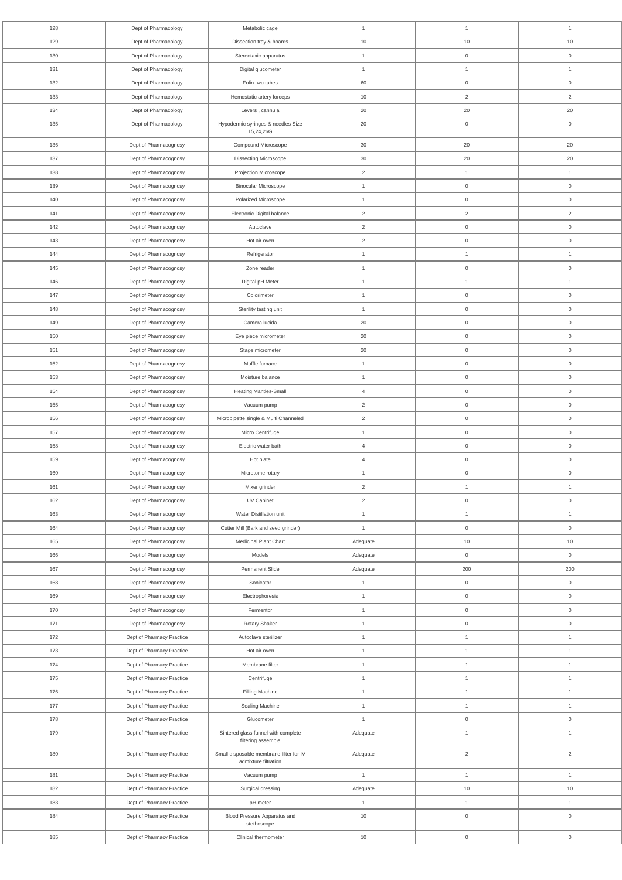| | | | | | |
|---|---|---|---|---|---|
| 128 | Dept of Pharmacology | Metabolic cage | 1 | 1 | 1 |
| 129 | Dept of Pharmacology | Dissection tray & boards | 10 | 10 | 10 |
| 130 | Dept of Pharmacology | Stereotaxic apparatus | 1 | 0 | 0 |
| 131 | Dept of Pharmacology | Digital glucometer | 1 | 1 | 1 |
| 132 | Dept of Pharmacology | Folin- wu tubes | 60 | 0 | 0 |
| 133 | Dept of Pharmacology | Hemostatic artery forceps | 10 | 2 | 2 |
| 134 | Dept of Pharmacology | Levers , cannula | 20 | 20 | 20 |
| 135 | Dept of Pharmacology | Hypodermic syringes & needles Size 15,24,26G | 20 | 0 | 0 |
| 136 | Dept of Pharmacognosy | Compound Microscope | 30 | 20 | 20 |
| 137 | Dept of Pharmacognosy | Dissecting Microscope | 30 | 20 | 20 |
| 138 | Dept of Pharmacognosy | Projection Microscope | 2 | 1 | 1 |
| 139 | Dept of Pharmacognosy | Binocular Microscope | 1 | 0 | 0 |
| 140 | Dept of Pharmacognosy | Polarized Microscope | 1 | 0 | 0 |
| 141 | Dept of Pharmacognosy | Electronic Digital balance | 2 | 2 | 2 |
| 142 | Dept of Pharmacognosy | Autoclave | 2 | 0 | 0 |
| 143 | Dept of Pharmacognosy | Hot air oven | 2 | 0 | 0 |
| 144 | Dept of Pharmacognosy | Refrigerator | 1 | 1 | 1 |
| 145 | Dept of Pharmacognosy | Zone reader | 1 | 0 | 0 |
| 146 | Dept of Pharmacognosy | Digital pH Meter | 1 | 1 | 1 |
| 147 | Dept of Pharmacognosy | Colorimeter | 1 | 0 | 0 |
| 148 | Dept of Pharmacognosy | Sterility testing unit | 1 | 0 | 0 |
| 149 | Dept of Pharmacognosy | Camera lucida | 20 | 0 | 0 |
| 150 | Dept of Pharmacognosy | Eye piece micrometer | 20 | 0 | 0 |
| 151 | Dept of Pharmacognosy | Stage micrometer | 20 | 0 | 0 |
| 152 | Dept of Pharmacognosy | Muffle furnace | 1 | 0 | 0 |
| 153 | Dept of Pharmacognosy | Moisture balance | 1 | 0 | 0 |
| 154 | Dept of Pharmacognosy | Heating Mantles-Small | 4 | 0 | 0 |
| 155 | Dept of Pharmacognosy | Vacuum pump | 2 | 0 | 0 |
| 156 | Dept of Pharmacognosy | Micropipette single & Multi Channeled | 2 | 0 | 0 |
| 157 | Dept of Pharmacognosy | Micro Centrifuge | 1 | 0 | 0 |
| 158 | Dept of Pharmacognosy | Electric water bath | 4 | 0 | 0 |
| 159 | Dept of Pharmacognosy | Hot plate | 4 | 0 | 0 |
| 160 | Dept of Pharmacognosy | Microtome rotary | 1 | 0 | 0 |
| 161 | Dept of Pharmacognosy | Mixer grinder | 2 | 1 | 1 |
| 162 | Dept of Pharmacognosy | UV Cabinet | 2 | 0 | 0 |
| 163 | Dept of Pharmacognosy | Water Distillation unit | 1 | 1 | 1 |
| 164 | Dept of Pharmacognosy | Cutter Mill (Bark and seed grinder) | 1 | 0 | 0 |
| 165 | Dept of Pharmacognosy | Medicinal Plant Chart | Adequate | 10 | 10 |
| 166 | Dept of Pharmacognosy | Models | Adequate | 0 | 0 |
| 167 | Dept of Pharmacognosy | Permanent Slide | Adequate | 200 | 200 |
| 168 | Dept of Pharmacognosy | Sonicator | 1 | 0 | 0 |
| 169 | Dept of Pharmacognosy | Electrophoresis | 1 | 0 | 0 |
| 170 | Dept of Pharmacognosy | Fermentor | 1 | 0 | 0 |
| 171 | Dept of Pharmacognosy | Rotary Shaker | 1 | 0 | 0 |
| 172 | Dept of Pharmacy Practice | Autoclave sterilizer | 1 | 1 | 1 |
| 173 | Dept of Pharmacy Practice | Hot air oven | 1 | 1 | 1 |
| 174 | Dept of Pharmacy Practice | Membrane filter | 1 | 1 | 1 |
| 175 | Dept of Pharmacy Practice | Centrifuge | 1 | 1 | 1 |
| 176 | Dept of Pharmacy Practice | Filling Machine | 1 | 1 | 1 |
| 177 | Dept of Pharmacy Practice | Sealing Machine | 1 | 1 | 1 |
| 178 | Dept of Pharmacy Practice | Glucometer | 1 | 0 | 0 |
| 179 | Dept of Pharmacy Practice | Sintered glass funnel with complete filtering assemble | Adequate | 1 | 1 |
| 180 | Dept of Pharmacy Practice | Small disposable membrane filter for IV admixture filtration | Adequate | 2 | 2 |
| 181 | Dept of Pharmacy Practice | Vacuum pump | 1 | 1 | 1 |
| 182 | Dept of Pharmacy Practice | Surgical dressing | Adequate | 10 | 10 |
| 183 | Dept of Pharmacy Practice | pH meter | 1 | 1 | 1 |
| 184 | Dept of Pharmacy Practice | Blood Pressure Apparatus and stethoscope | 10 | 0 | 0 |
| 185 | Dept of Pharmacy Practice | Clinical thermometer | 10 | 0 | 0 |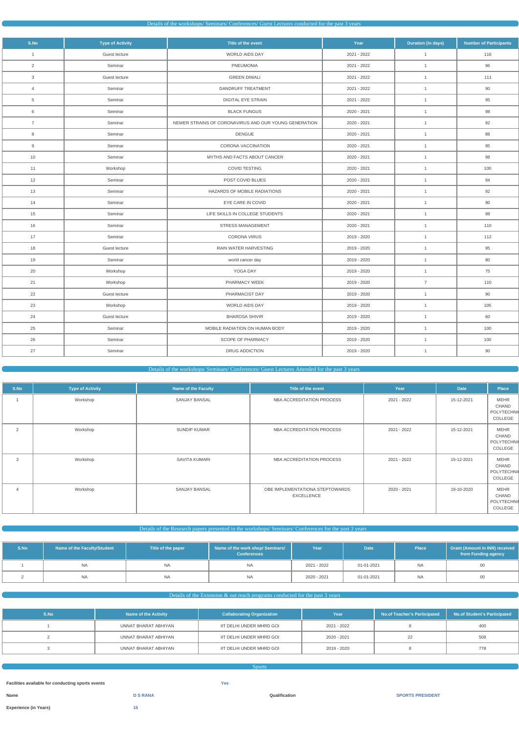## Details of the workshops/ Seminars/ Conferences/ Guest Lectures conducted for the past 3 years

| S.No | Type of Activity | Title of the event | Year | Duration (in days) | Number of Participants |
|---|---|---|---|---|---|
| 1 | Guest lecture | WORLD AIDS DAY | 2021 - 2022 | 1 | 116 |
| 2 | Seminar | PNEUMONIA | 2021 - 2022 | 1 | 96 |
| 3 | Guest lecture | GREEN DIWALI | 2021 - 2022 | 1 | 111 |
| 4 | Seminar | DANDRUFF TREATMENT | 2021 - 2022 | 1 | 90 |
| 5 | Seminar | DIGITAL EYE STRAIN | 2021 - 2022 | 1 | 95 |
| 6 | Seminar | BLACK FUNGUS | 2020 - 2021 | 1 | 98 |
| 7 | Seminar | NEWER STRAINS OF CORONAVIRUS AND OUR YOUNG GENERATION | 2020 - 2021 | 1 | 92 |
| 8 | Seminar | DENGUE | 2020 - 2021 | 1 | 88 |
| 9 | Seminar | CORONA VACCINATION | 2020 - 2021 | 1 | 95 |
| 10 | Seminar | MYTHS AND FACTS ABOUT CANCER | 2020 - 2021 | 1 | 98 |
| 11 | Workshop | COVID TESTING | 2020 - 2021 | 1 | 100 |
| 12 | Seminar | POST COVID BLUES | 2020 - 2021 | 1 | 94 |
| 13 | Seminar | HAZARDS OF MOBILE RADIATIONS | 2020 - 2021 | 1 | 92 |
| 14 | Seminar | EYE CARE IN COVID | 2020 - 2021 | 1 | 90 |
| 15 | Seminar | LIFE SKILLS IN COLLEGE STUDENTS | 2020 - 2021 | 1 | 98 |
| 16 | Seminar | STRESS MANAGEMENT | 2020 - 2021 | 1 | 110 |
| 17 | Seminar | CORONA VIRUS | 2019 - 2020 | 1 | 112 |
| 18 | Guest lecture | RAIN WATER HARVESTING | 2019 - 2020 | 1 | 95 |
| 19 | Seminar | world cancer day | 2019 - 2020 | 1 | 80 |
| 20 | Workshop | YOGA DAY | 2019 - 2020 | 1 | 75 |
| 21 | Workshop | PHARMACY WEEK | 2019 - 2020 | 7 | 110 |
| 22 | Guest lecture | PHARMACIST DAY | 2019 - 2020 | 1 | 90 |
| 23 | Workshop | WORLD AIDS DAY | 2019 - 2020 | 1 | 105 |
| 24 | Guest lecture | BHAROSA SHIVIR | 2019 - 2020 | 1 | 60 |
| 25 | Seminar | MOBILE RADIATION ON HUMAN BODY | 2019 - 2020 | 1 | 100 |
| 26 | Seminar | SCOPE OF PHARMACY | 2019 - 2020 | 1 | 100 |
| 27 | Seminar | DRUG ADDICTION | 2019 - 2020 | 1 | 90 |

## Details of the workshops/ Seminars/ Conferences/ Guest Lectures Attended for the past 3 years

| S.No | Type of Activity | Name of the Faculty | Title of the event | Year | Date | Place |
|---|---|---|---|---|---|---|
| 1 | Workshop | SANJAY BANSAL | NBA ACCREDITATION PROCESS | 2021 - 2022 | 15-12-2021 | MEHR CHAND POLYTECHNIC COLLEGE |
| 2 | Workshop | SUNDIP KUMAR | NBA ACCREDITATION PROCESS | 2021 - 2022 | 15-12-2021 | MEHR CHAND POLYTECHNIC COLLEGE |
| 3 | Workshop | SAVITA KUMARI | NBA ACCREDITATION PROCESS | 2021 - 2022 | 15-12-2021 | MEHR CHAND POLYTECHNIC COLLEGE |
| 4 | Workshop | SANJAY BANSAL | OBE IMPLEMENTATIONA STEPTOWARDS EXCELLENCE | 2020 - 2021 | 19-10-2020 | MEHR CHAND POLYTECHNIC COLLEGE |

## Details of the Research papers presented in the workshops/ Seminars/ Conferences for the past 3 years

| S.No | Name of the Faculty/Student | Title of the paper | Name of the work shop/ Seminars/ Conferences | Year | Date | Place | Grant (Amount in INR) received from Funding agency |
|---|---|---|---|---|---|---|---|
| 1 | NA | NA | NA | 2021 - 2022 | 01-01-2021 | NA | 00 |
| 2 | NA | NA | NA | 2020 - 2021 | 01-01-2021 | NA | 00 |

## Details of the Extension & out reach programs conducted for the past 3 years

| S.No | Name of the Activity | Collaborating Organization | Year | No.of Teacher's Participated | No.of Student's Participated |
|---|---|---|---|---|---|
| 1 | UNNAT BHARAT ABHIYAN | IIT DELHI UNDER MHRD GOI | 2021 - 2022 | 8 | 400 |
| 2 | UNNAT BHARAT ABHIYAN | IIT DELHI UNDER MHRD GOI | 2020 - 2021 | 22 | 508 |
| 3 | UNNAT BHARAT ABHIYAN | IIT DELHI UNDER MHRD GOI | 2019 - 2020 | 8 | 778 |

## Sports

**Facilities available for conducting sports events** Yes

**Name** D S RANA **Qualification** SPORTS PRESIDENT

**Experience (in Years)** 15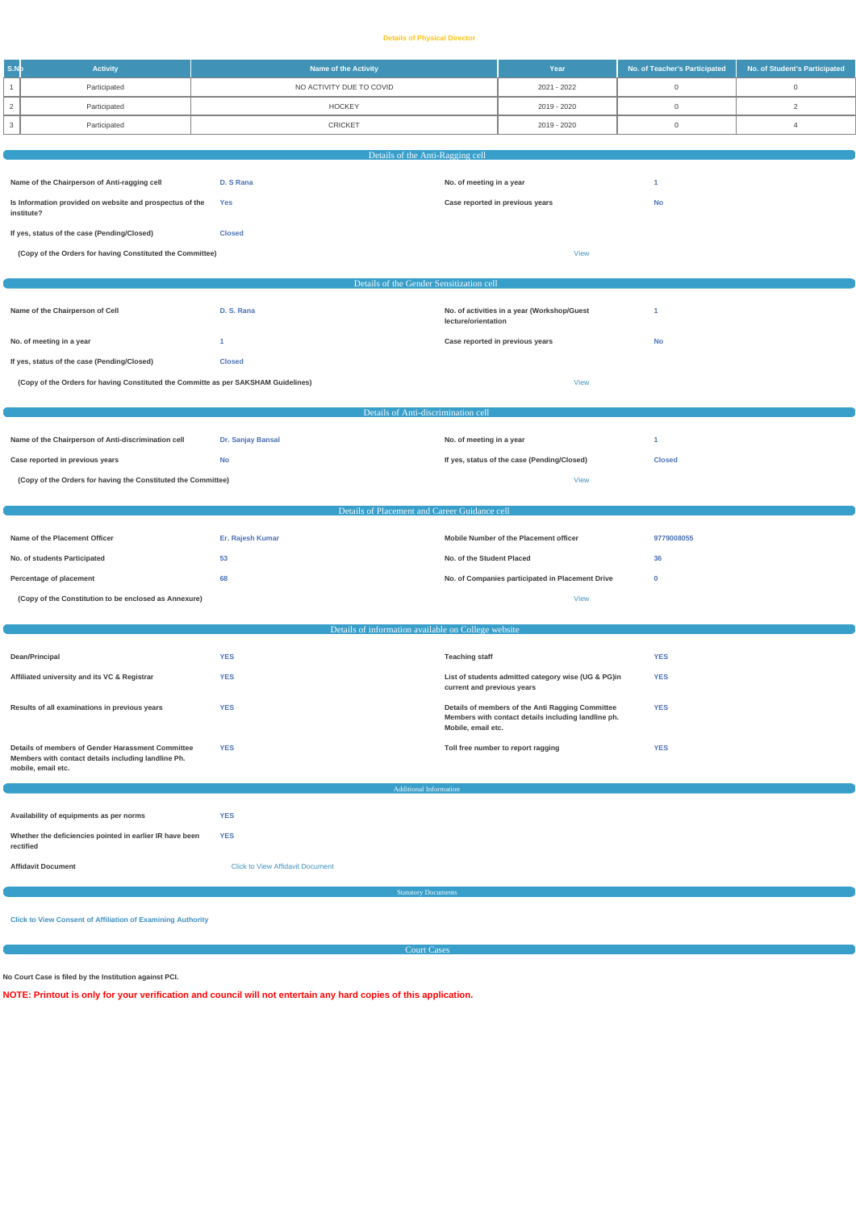### Details of Physical Director

| S.No | Activity | Name of the Activity | Year | No. of Teacher's Participated | No. of Student's Participated |
|---|---|---|---|---|---|
| 1 | Participated | NO ACTIVITY DUE TO COVID | 2021 - 2022 | 0 | 0 |
| 2 | Participated | HOCKEY | 2019 - 2020 | 0 | 2 |
| 3 | Participated | CRICKET | 2019 - 2020 | 0 | 4 |

## Details of the Anti-Ragging cell

| | | | |
|---|---|---|---|
| **Name of the Chairperson of Anti-ragging cell** | D. S Rana | **No. of meeting in a year** | 1 |
| **Is Information provided on website and prospectus of the institute?** | Yes | **Case reported in previous years** | No |
| **If yes, status of the case (Pending/Closed)** | Closed | | |

**(Copy of the Orders for having Constituted the Committee)** View

## Details of the Gender Sensitization cell

| | | | |
|---|---|---|---|
| **Name of the Chairperson of Cell** | D. S. Rana | **No. of activities in a year (Workshop/Guest lecture/orientation** | 1 |
| **No. of meeting in a year** | 1 | **Case reported in previous years** | No |
| **If yes, status of the case (Pending/Closed)** | Closed | | |

**(Copy of the Orders for having Constituted the Committe as per SAKSHAM Guidelines)** View

## Details of Anti-discrimination cell

| | | | |
|---|---|---|---|
| **Name of the Chairperson of Anti-discrimination cell** | Dr. Sanjay Bansal | **No. of meeting in a year** | 1 |
| **Case reported in previous years** | No | **If yes, status of the case (Pending/Closed)** | Closed |

**(Copy of the Orders for having the Constituted the Committee)** View

## Details of Placement and Career Guidance cell

| | | | |
|---|---|---|---|
| **Name of the Placement Officer** | Er. Rajesh Kumar | **Mobile Number of the Placement officer** | 9779008055 |
| **No. of students Participated** | 53 | **No. of the Student Placed** | 36 |
| **Percentage of placement** | 68 | **No. of Companies participated in Placement Drive** | 0 |

**(Copy of the Constitution to be enclosed as Annexure)** View

## Details of information available on College website

| | | | |
|---|---|---|---|
| **Dean/Principal** | YES | **Teaching staff** | YES |
| **Affiliated university and its VC & Registrar** | YES | **List of students admitted category wise (UG & PG)in current and previous years** | YES |
| **Results of all examinations in previous years** | YES | **Details of members of the Anti Ragging Committee Members with contact details including landline ph. Mobile, email etc.** | YES |
| **Details of members of Gender Harassment Committee Members with contact details including landline Ph. mobile, email etc.** | YES | **Toll free number to report ragging** | YES |

## Additional Information

| | |
|---|---|
| **Availability of equipments as per norms** | YES |
| **Whether the deficiencies pointed in earlier IR have been rectified** | YES |
| **Affidavit Document** | Click to View Affidavit Document |

## Statutory Documents

**Click to View Consent of Affiliation of Examining Authority**

## Court Cases

**No Court Case is filed by the Institution against PCI.**

**NOTE: Printout is only for your verification and council will not entertain any hard copies of this application.**